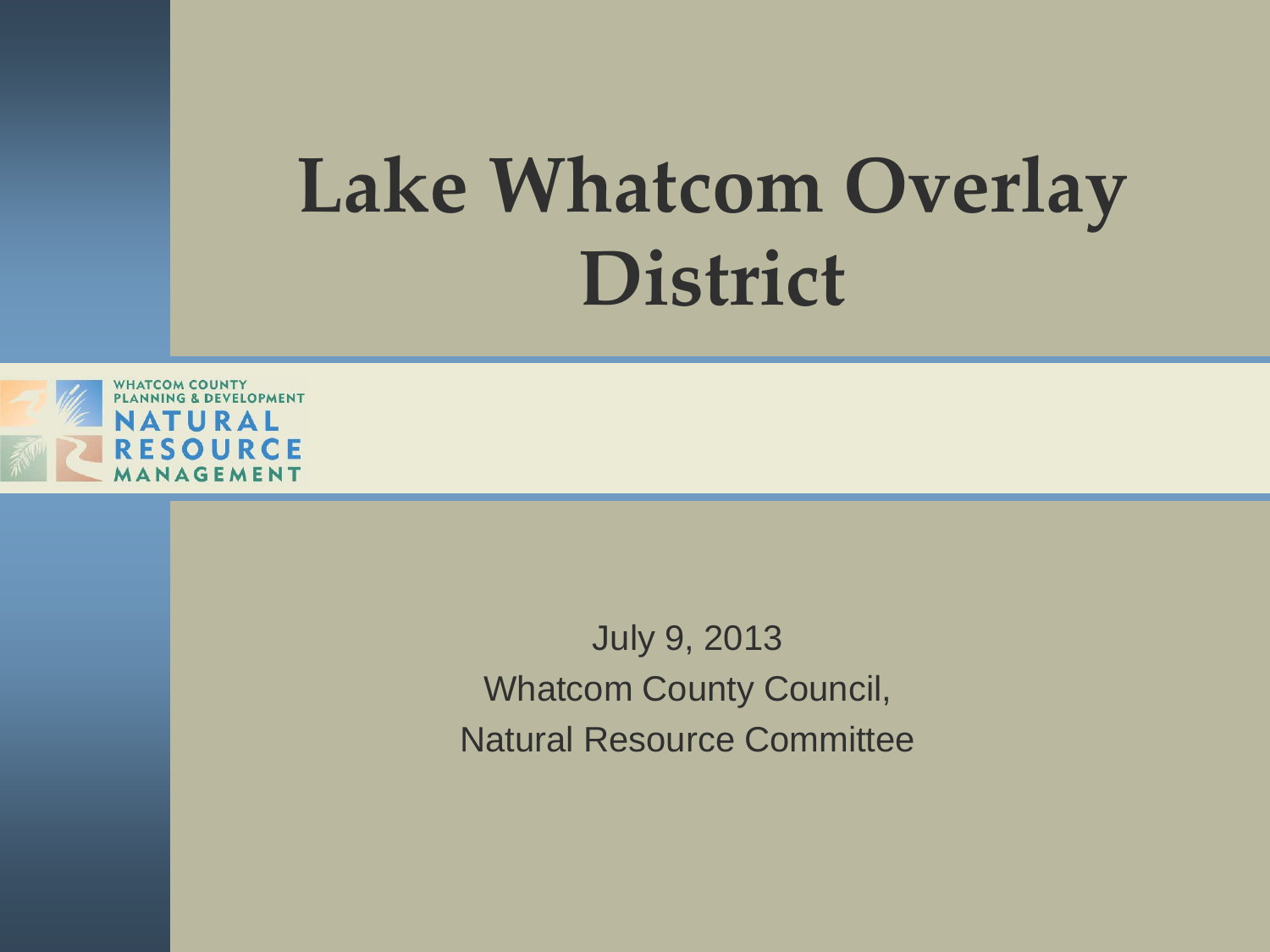# Lake Whatcom Overlay District

WHATCOM COUNTY
PLANNING & DEVELOPMENT
NATURAL
RESOURCE
MANAGEMENT

July 9, 2013
Whatcom County Council,
Natural Resource Committee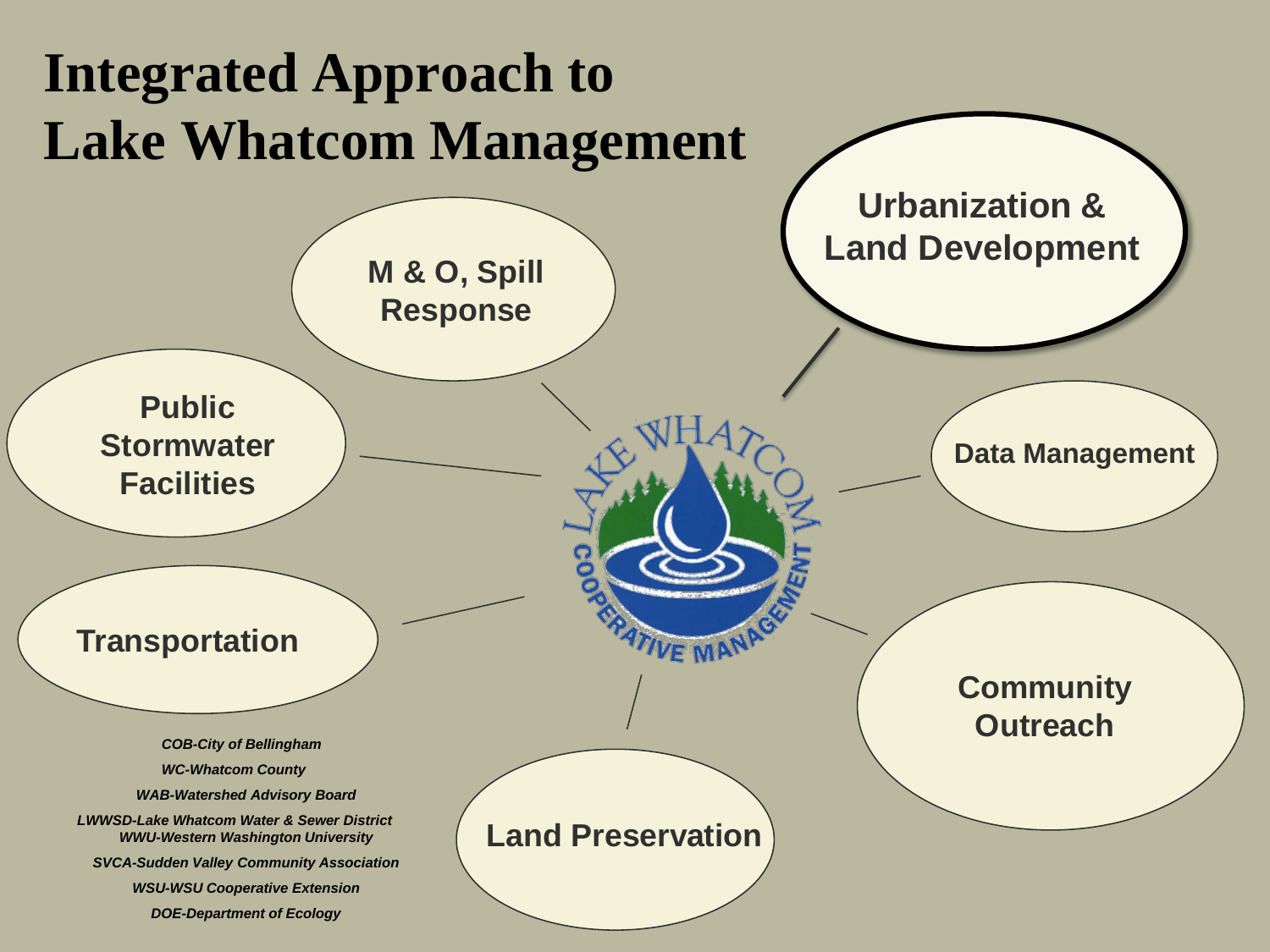# Integrated Approach to Lake Whatcom Management

**Urbanization & Land Development**

**M & O, Spill Response**

**Public Stormwater Facilities**

**Data Management**

**Transportation**

**Community Outreach**

**Land Preservation**

LAKE WHATCOM COOPERATIVE MANAGEMENT

*COB-City of Bellingham*

*WC-Whatcom County*

*WAB-Watershed Advisory Board*

*LWWSD-Lake Whatcom Water & Sewer District*

*WWU-Western Washington University*

*SVCA-Sudden Valley Community Association*

*WSU-WSU Cooperative Extension*

*DOE-Department of Ecology*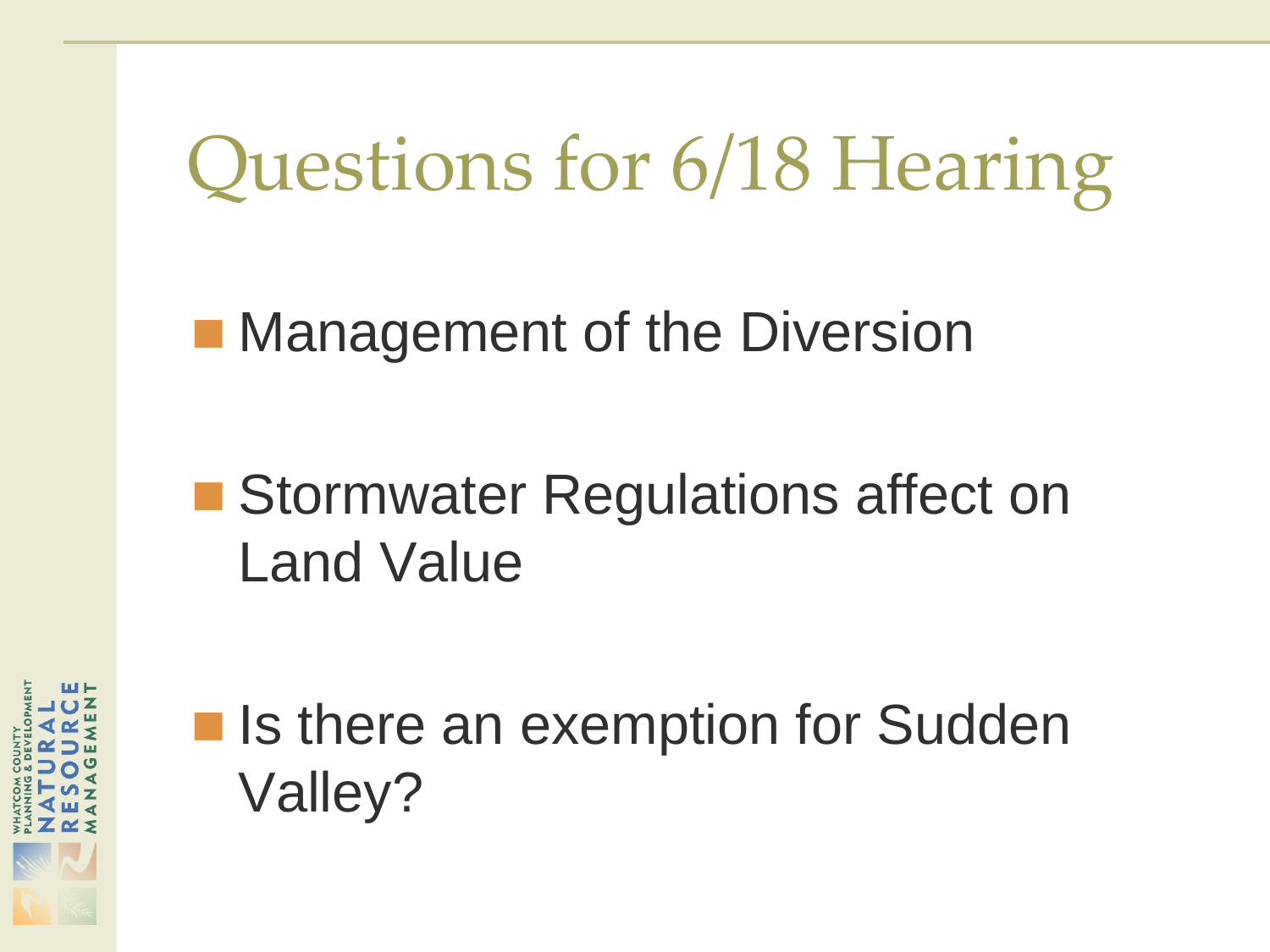# Questions for 6/18 Hearing

- Management of the Diversion
- Stormwater Regulations affect on Land Value
- Is there an exemption for Sudden Valley?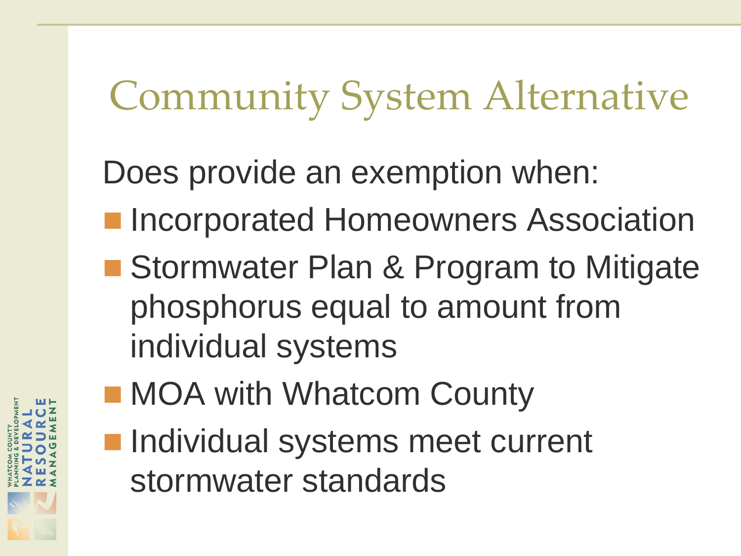# Community System Alternative

Does provide an exemption when:

- Incorporated Homeowners Association
- Stormwater Plan & Program to Mitigate phosphorus equal to amount from individual systems
- MOA with Whatcom County
- Individual systems meet current stormwater standards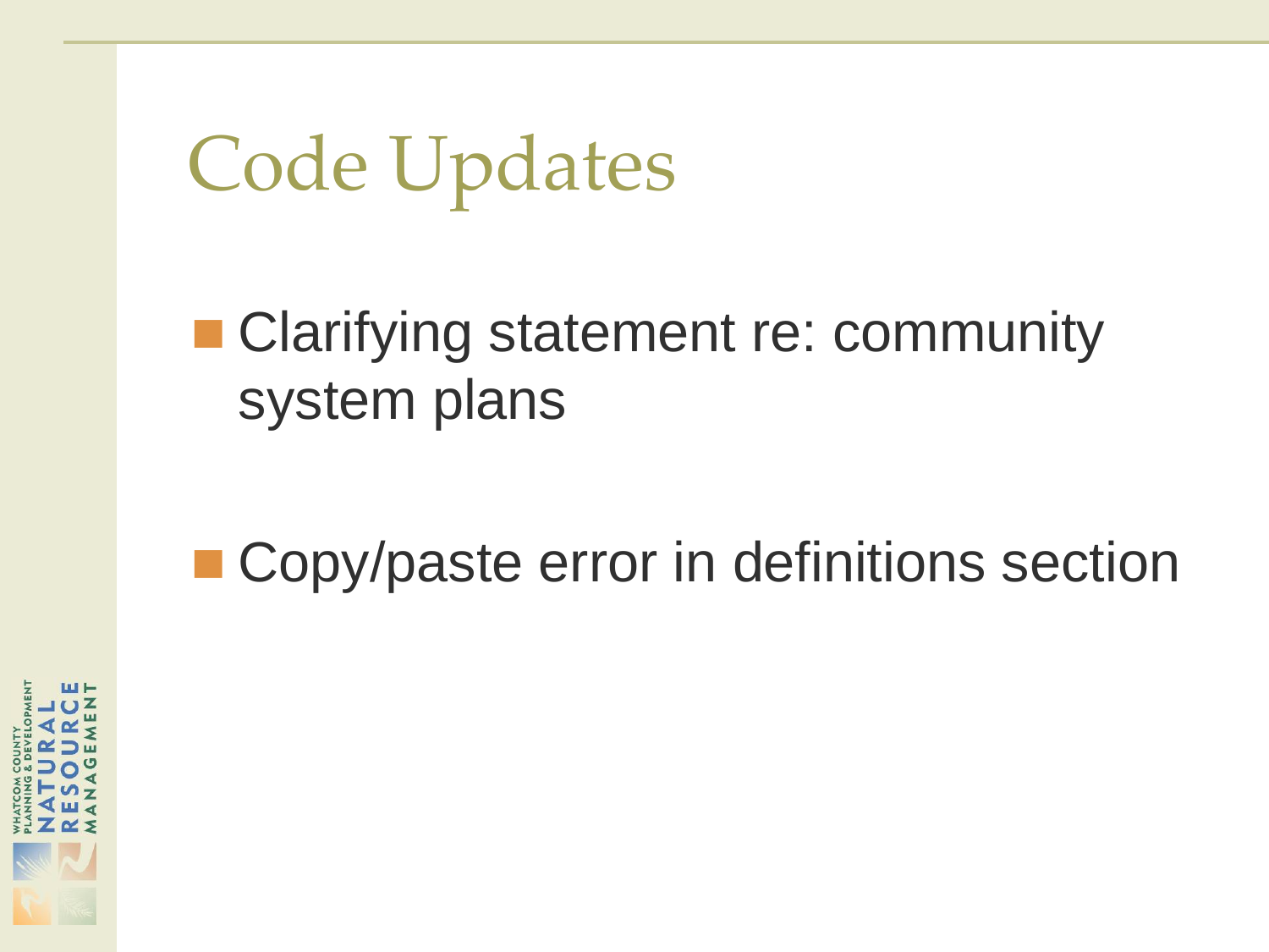# Code Updates

- Clarifying statement re: community system plans
- Copy/paste error in definitions section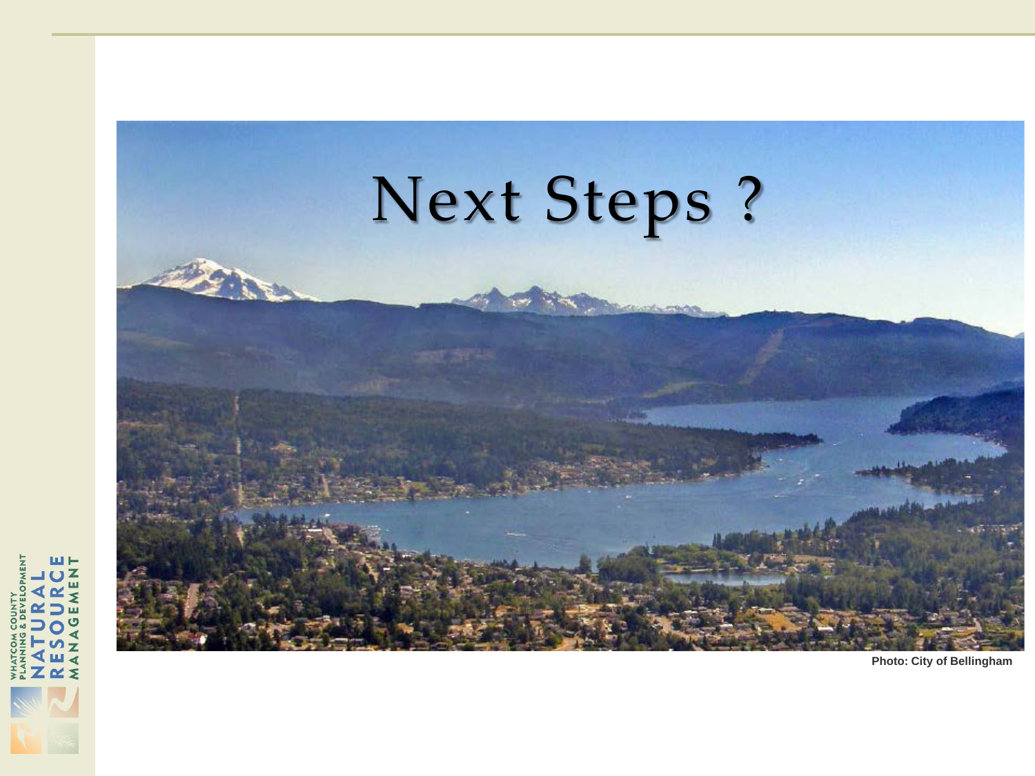# Next Steps ?

Photo: City of Bellingham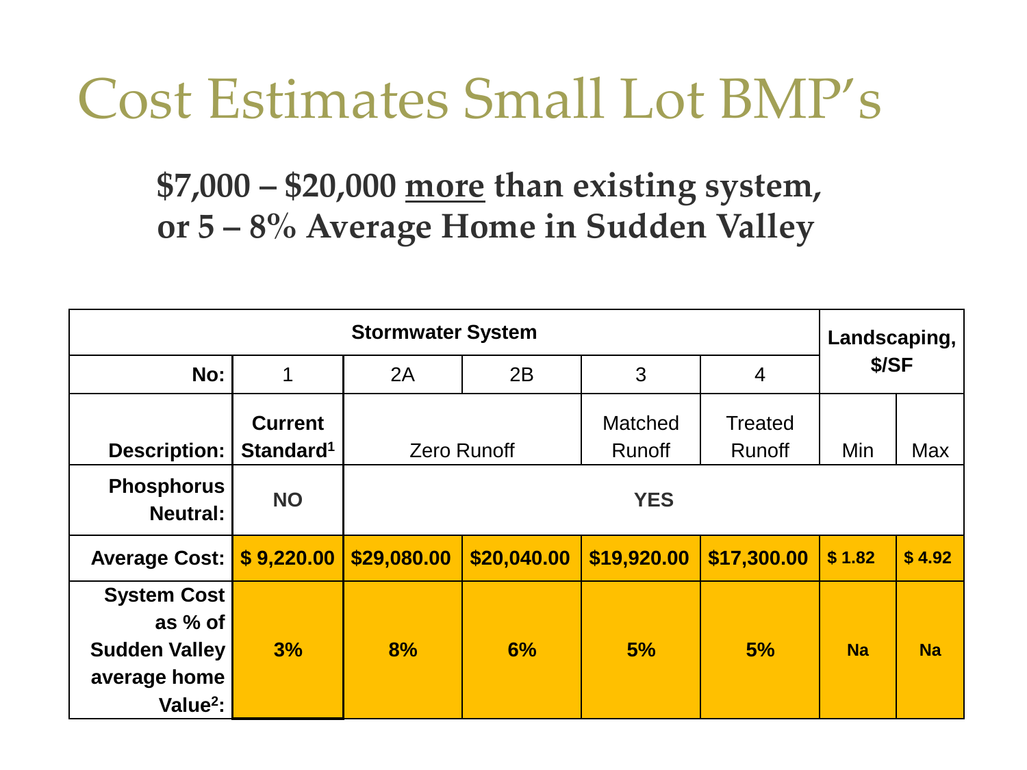# Cost Estimates Small Lot BMP's

**$7,000 – $20,000 more than existing system, or 5 – 8% Average Home in Sudden Valley**

| Stormwater System | | | | | | Landscaping, $/SF | |
|---|---|---|---|---|---|---|---|
| **No:** | 1 | 2A | 2B | 3 | 4 | | |
| **Description:** | **Current Standard[1]** | Zero Runoff | | Matched Runoff | Treated Runoff | Min | Max |
| **Phosphorus Neutral:** | **NO** | **YES** | | | | | |
| **Average Cost:** | **$ 9,220.00** | **$29,080.00** | **$20,040.00** | **$19,920.00** | **$17,300.00** | **$ 1.82** | **$ 4.92** |
| **System Cost as % of Sudden Valley average home Value[2]:** | **3%** | **8%** | **6%** | **5%** | **5%** | **Na** | **Na** |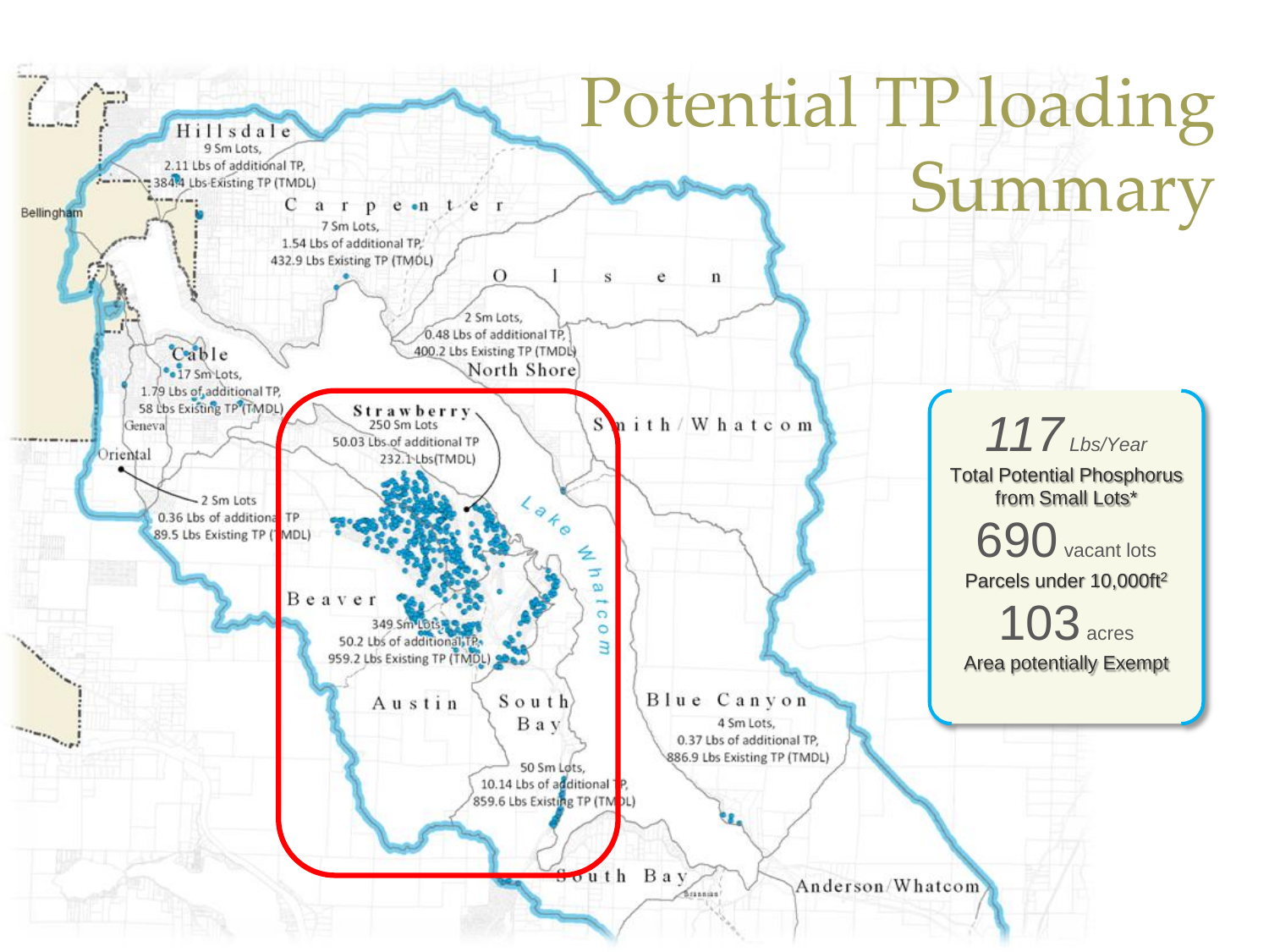# Potential TP loading Summary

**117** Lbs/Year
Total Potential Phosphorus from Small Lots*

**690** vacant lots
Parcels under 10,000ft$^2$

**103** acres
Area potentially Exempt

**Hillsdale**
9 Sm Lots,
2.11 Lbs of additional TP,
384.4 Lbs Existing TP (TMDL)

**Carpenter**
7 Sm Lots,
1.54 Lbs of additional TP,
432.9 Lbs Existing TP (TMDL)

**Olsen**

**North Shore**
2 Sm Lots,
0.48 Lbs of additional TP,
400.2 Lbs Existing TP (TMDL)

**Cable**
17 Sm Lots,
1.79 Lbs of additional TP,
58 Lbs Existing TP (TMDL)

**Geneva**

**Oriental**
2 Sm Lots
0.36 Lbs of additional TP
89.5 Lbs Existing TP (TMDL)

**Strawberry**
250 Sm Lots
50.03 Lbs of additional TP
232.1 Lbs(TMDL)

**Smith/Whatcom**

**Lake Whatcom**

**Beaver**
349 Sm Lots,
50.2 Lbs of additional TP,
959.2 Lbs Existing TP (TMDL)

**Austin**

**South Bay**
50 Sm Lots,
10.14 Lbs of additional TP,
859.6 Lbs Existing TP (TMDL)

**Blue Canyon**
4 Sm Lots,
0.37 Lbs of additional TP,
886.9 Lbs Existing TP (TMDL)

**South Bay**

**Anderson/Whatcom**

Bellingham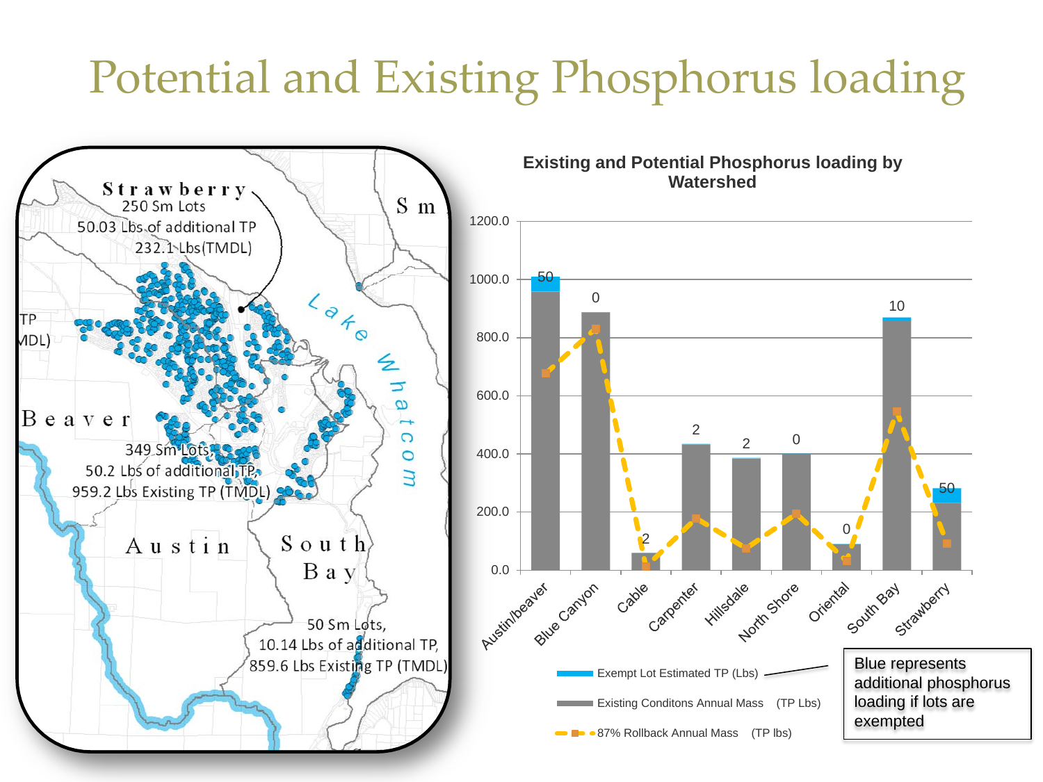# Potential and Existing Phosphorus loading

**Strawberry**
250 Sm Lots
50.03 Lbs of additional TP
232.1 Lbs(TMDL)

**Beaver**
349 Sm Lots,
50.2 Lbs of additional TP,
959.2 Lbs Existing TP (TMDL)

**Austin**

**South Bay**
50 Sm Lots,
10.14 Lbs of additional TP,
859.6 Lbs Existing TP (TMDL)

Lake Whatcom

**Existing and Potential Phosphorus loading by Watershed**

| Watershed | Exempt Lot Estimated TP (Lbs) |
|---|---|
| Austin/beaver | 50 |
| Blue Canyon | 0 |
| Cable | 2 |
| Carpenter | 2 |
| Hillsdale | 2 |
| North Shore | 0 |
| Oriental | 0 |
| South Bay | 10 |
| Strawberry | 50 |

Legend:
- Exempt Lot Estimated TP (Lbs)
- Existing Conditons Annual Mass (TP Lbs)
- 87% Rollback Annual Mass (TP lbs)

Blue represents additional phosphorus loading if lots are exempted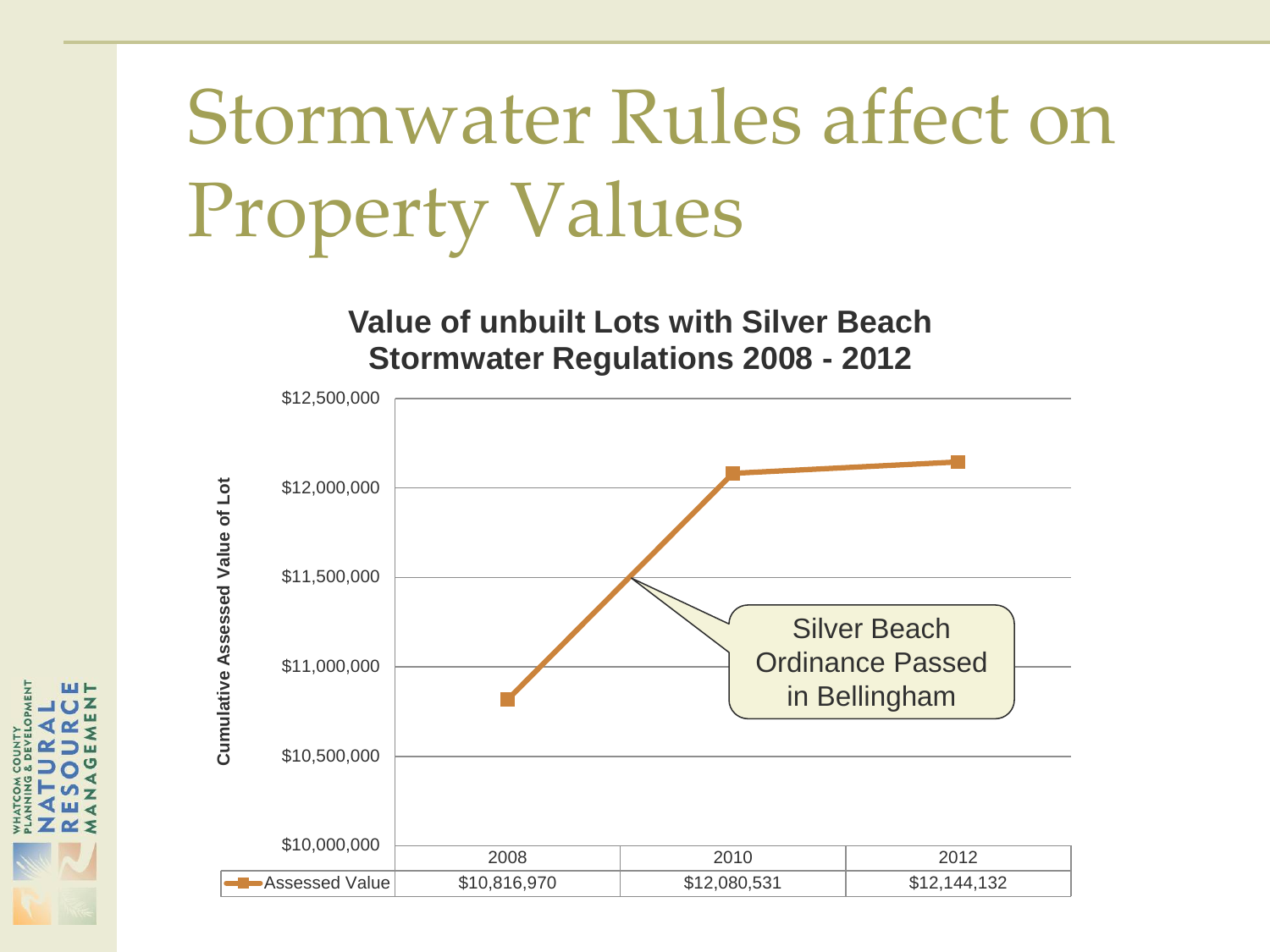# Stormwater Rules affect on Property Values

**Value of unbuilt Lots with Silver Beach Stormwater Regulations 2008 - 2012**

Cumulative Assessed Value of Lot

$12,500,000
$12,000,000
$11,500,000
$11,000,000
$10,500,000
$10,000,000

2008
2010
2012

Assessed Value
$10,816,970
$12,080,531
$12,144,132

Silver Beach Ordinance Passed in Bellingham

WHATCOM COUNTY PLANNING & DEVELOPMENT
NATURAL RESOURCE MANAGEMENT